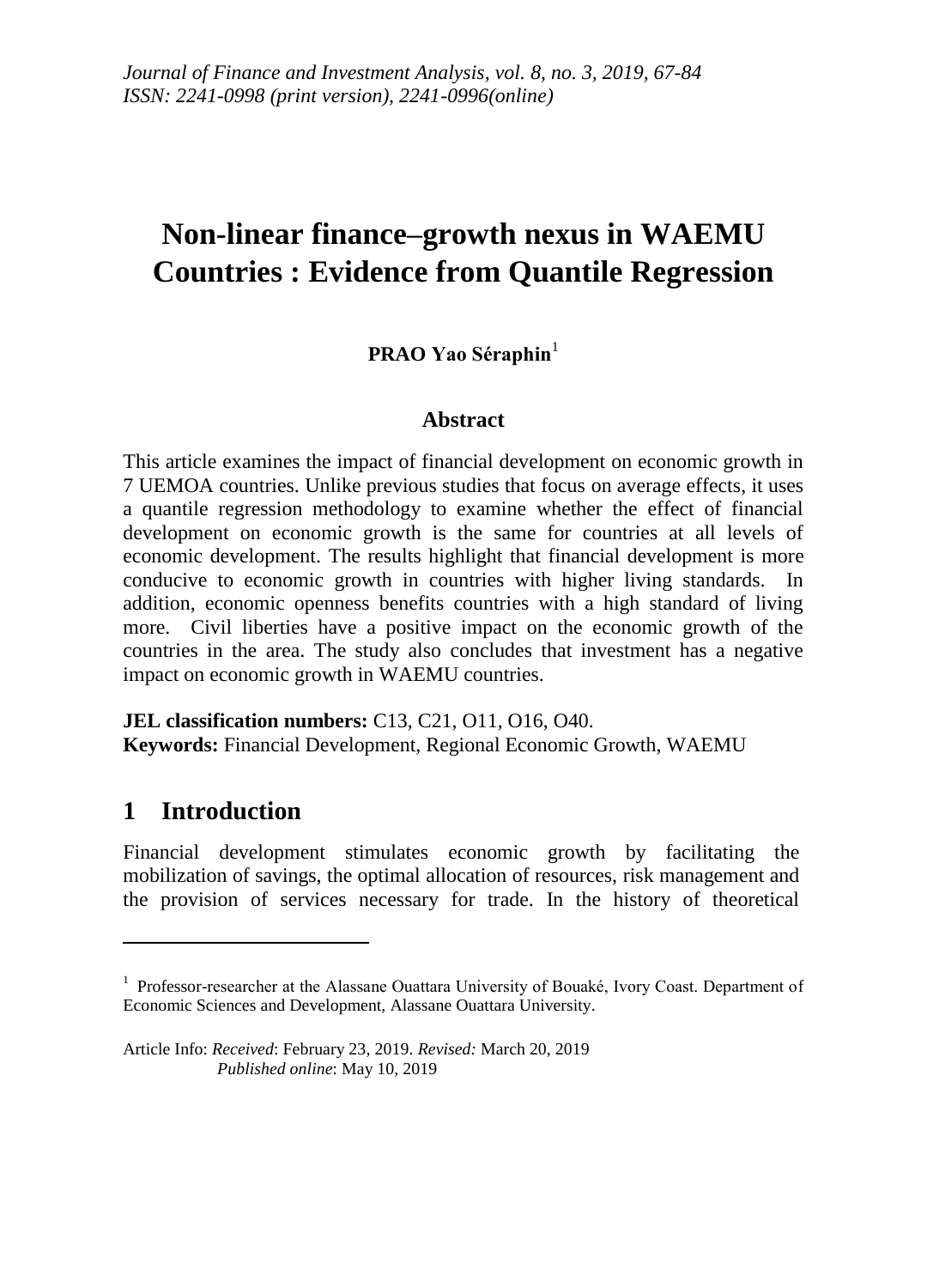# Non-linear finance–growth nexus in WAEMU Countries : Evidence from Quantile Regression

**PRAO Yao Séraphin**[1]

## Abstract

This article examines the impact of financial development on economic growth in 7 UEMOA countries. Unlike previous studies that focus on average effects, it uses a quantile regression methodology to examine whether the effect of financial development on economic growth is the same for countries at all levels of economic development. The results highlight that financial development is more conducive to economic growth in countries with higher living standards. In addition, economic openness benefits countries with a high standard of living more. Civil liberties have a positive impact on the economic growth of the countries in the area. The study also concludes that investment has a negative impact on economic growth in WAEMU countries.

**JEL classification numbers:** C13, C21, O11, O16, O40.
**Keywords:** Financial Development, Regional Economic Growth, WAEMU

## 1 Introduction

Financial development stimulates economic growth by facilitating the mobilization of savings, the optimal allocation of resources, risk management and the provision of services necessary for trade. In the history of theoretical

---

[1] Professor-researcher at the Alassane Ouattara University of Bouaké, Ivory Coast. Department of Economic Sciences and Development, Alassane Ouattara University.

Article Info: *Received*: February 23, 2019. *Revised:* March 20, 2019
*Published online*: May 10, 2019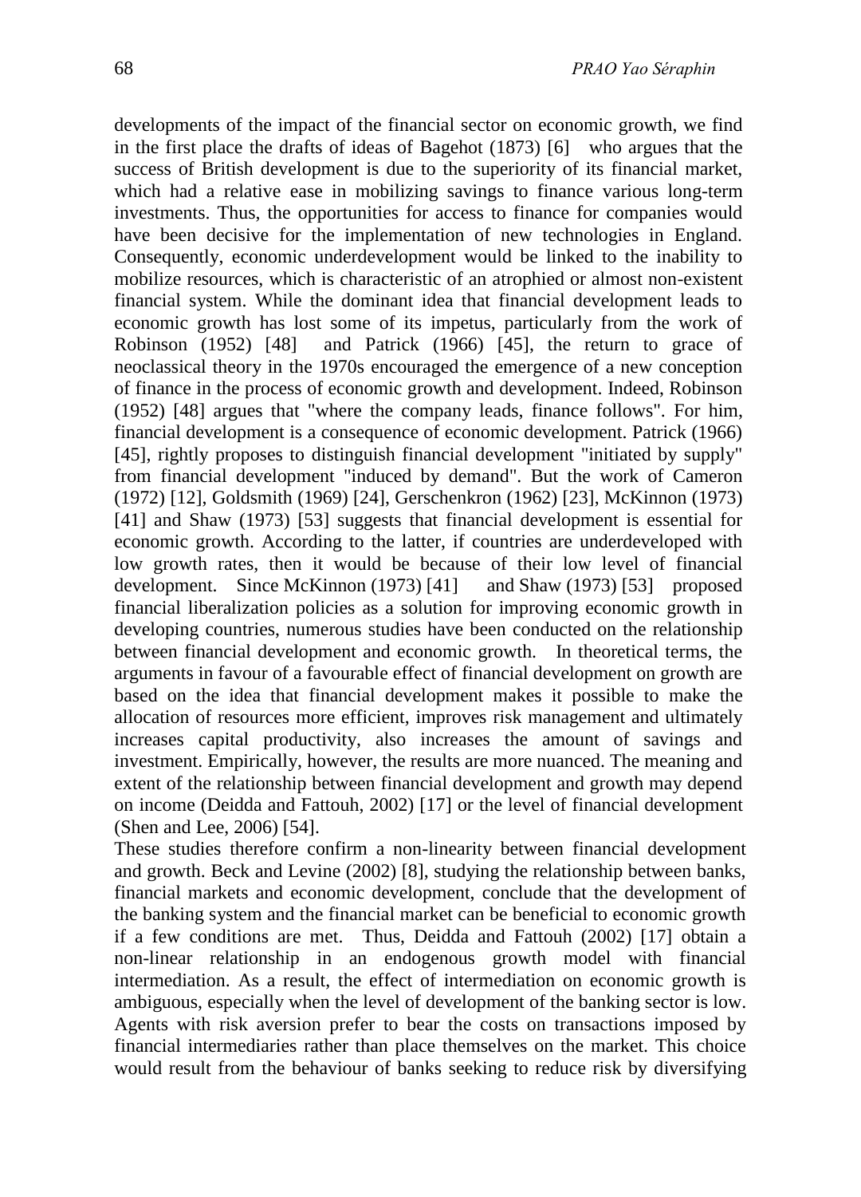developments of the impact of the financial sector on economic growth, we find in the first place the drafts of ideas of Bagehot (1873) [6] who argues that the success of British development is due to the superiority of its financial market, which had a relative ease in mobilizing savings to finance various long-term investments. Thus, the opportunities for access to finance for companies would have been decisive for the implementation of new technologies in England. Consequently, economic underdevelopment would be linked to the inability to mobilize resources, which is characteristic of an atrophied or almost non-existent financial system. While the dominant idea that financial development leads to economic growth has lost some of its impetus, particularly from the work of Robinson (1952) [48] and Patrick (1966) [45], the return to grace of neoclassical theory in the 1970s encouraged the emergence of a new conception of finance in the process of economic growth and development. Indeed, Robinson (1952) [48] argues that "where the company leads, finance follows". For him, financial development is a consequence of economic development. Patrick (1966) [45], rightly proposes to distinguish financial development "initiated by supply" from financial development "induced by demand". But the work of Cameron (1972) [12], Goldsmith (1969) [24], Gerschenkron (1962) [23], McKinnon (1973) [41] and Shaw (1973) [53] suggests that financial development is essential for economic growth. According to the latter, if countries are underdeveloped with low growth rates, then it would be because of their low level of financial development. Since McKinnon (1973) [41] and Shaw (1973) [53] proposed financial liberalization policies as a solution for improving economic growth in developing countries, numerous studies have been conducted on the relationship between financial development and economic growth. In theoretical terms, the arguments in favour of a favourable effect of financial development on growth are based on the idea that financial development makes it possible to make the allocation of resources more efficient, improves risk management and ultimately increases capital productivity, also increases the amount of savings and investment. Empirically, however, the results are more nuanced. The meaning and extent of the relationship between financial development and growth may depend on income (Deidda and Fattouh, 2002) [17] or the level of financial development (Shen and Lee, 2006) [54].

These studies therefore confirm a non-linearity between financial development and growth. Beck and Levine (2002) [8], studying the relationship between banks, financial markets and economic development, conclude that the development of the banking system and the financial market can be beneficial to economic growth if a few conditions are met. Thus, Deidda and Fattouh (2002) [17] obtain a non-linear relationship in an endogenous growth model with financial intermediation. As a result, the effect of intermediation on economic growth is ambiguous, especially when the level of development of the banking sector is low. Agents with risk aversion prefer to bear the costs on transactions imposed by financial intermediaries rather than place themselves on the market. This choice would result from the behaviour of banks seeking to reduce risk by diversifying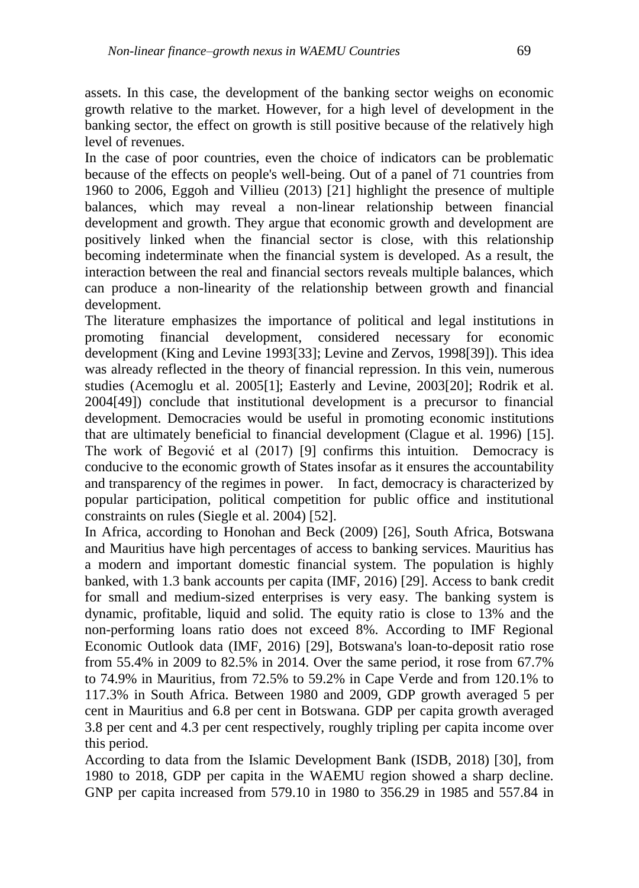assets. In this case, the development of the banking sector weighs on economic growth relative to the market. However, for a high level of development in the banking sector, the effect on growth is still positive because of the relatively high level of revenues.

In the case of poor countries, even the choice of indicators can be problematic because of the effects on people's well-being. Out of a panel of 71 countries from 1960 to 2006, Eggoh and Villieu (2013) [21] highlight the presence of multiple balances, which may reveal a non-linear relationship between financial development and growth. They argue that economic growth and development are positively linked when the financial sector is close, with this relationship becoming indeterminate when the financial system is developed. As a result, the interaction between the real and financial sectors reveals multiple balances, which can produce a non-linearity of the relationship between growth and financial development.

The literature emphasizes the importance of political and legal institutions in promoting financial development, considered necessary for economic development (King and Levine 1993[33]; Levine and Zervos, 1998[39]). This idea was already reflected in the theory of financial repression. In this vein, numerous studies (Acemoglu et al. 2005[1]; Easterly and Levine, 2003[20]; Rodrik et al. 2004[49]) conclude that institutional development is a precursor to financial development. Democracies would be useful in promoting economic institutions that are ultimately beneficial to financial development (Clague et al. 1996) [15]. The work of Begović et al (2017) [9] confirms this intuition. Democracy is conducive to the economic growth of States insofar as it ensures the accountability and transparency of the regimes in power. In fact, democracy is characterized by popular participation, political competition for public office and institutional constraints on rules (Siegle et al. 2004) [52].

In Africa, according to Honohan and Beck (2009) [26], South Africa, Botswana and Mauritius have high percentages of access to banking services. Mauritius has a modern and important domestic financial system. The population is highly banked, with 1.3 bank accounts per capita (IMF, 2016) [29]. Access to bank credit for small and medium-sized enterprises is very easy. The banking system is dynamic, profitable, liquid and solid. The equity ratio is close to 13% and the non-performing loans ratio does not exceed 8%. According to IMF Regional Economic Outlook data (IMF, 2016) [29], Botswana's loan-to-deposit ratio rose from 55.4% in 2009 to 82.5% in 2014. Over the same period, it rose from 67.7% to 74.9% in Mauritius, from 72.5% to 59.2% in Cape Verde and from 120.1% to 117.3% in South Africa. Between 1980 and 2009, GDP growth averaged 5 per cent in Mauritius and 6.8 per cent in Botswana. GDP per capita growth averaged 3.8 per cent and 4.3 per cent respectively, roughly tripling per capita income over this period.

According to data from the Islamic Development Bank (ISDB, 2018) [30], from 1980 to 2018, GDP per capita in the WAEMU region showed a sharp decline. GNP per capita increased from 579.10 in 1980 to 356.29 in 1985 and 557.84 in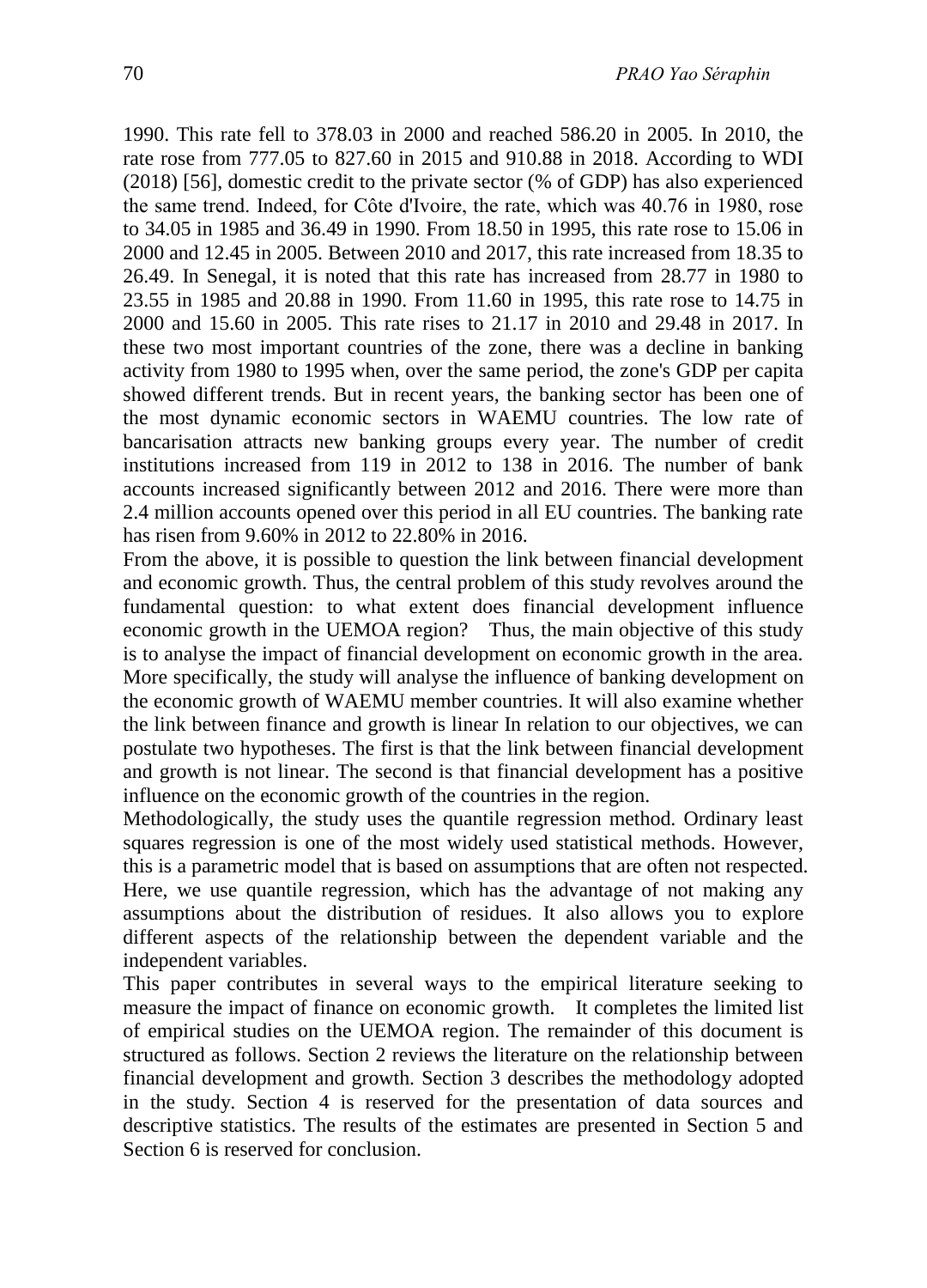1990. This rate fell to 378.03 in 2000 and reached 586.20 in 2005. In 2010, the rate rose from 777.05 to 827.60 in 2015 and 910.88 in 2018. According to WDI (2018) [56], domestic credit to the private sector (% of GDP) has also experienced the same trend. Indeed, for Côte d'Ivoire, the rate, which was 40.76 in 1980, rose to 34.05 in 1985 and 36.49 in 1990. From 18.50 in 1995, this rate rose to 15.06 in 2000 and 12.45 in 2005. Between 2010 and 2017, this rate increased from 18.35 to 26.49. In Senegal, it is noted that this rate has increased from 28.77 in 1980 to 23.55 in 1985 and 20.88 in 1990. From 11.60 in 1995, this rate rose to 14.75 in 2000 and 15.60 in 2005. This rate rises to 21.17 in 2010 and 29.48 in 2017. In these two most important countries of the zone, there was a decline in banking activity from 1980 to 1995 when, over the same period, the zone's GDP per capita showed different trends. But in recent years, the banking sector has been one of the most dynamic economic sectors in WAEMU countries. The low rate of bancarisation attracts new banking groups every year. The number of credit institutions increased from 119 in 2012 to 138 in 2016. The number of bank accounts increased significantly between 2012 and 2016. There were more than 2.4 million accounts opened over this period in all EU countries. The banking rate has risen from 9.60% in 2012 to 22.80% in 2016.

From the above, it is possible to question the link between financial development and economic growth. Thus, the central problem of this study revolves around the fundamental question: to what extent does financial development influence economic growth in the UEMOA region? Thus, the main objective of this study is to analyse the impact of financial development on economic growth in the area. More specifically, the study will analyse the influence of banking development on the economic growth of WAEMU member countries. It will also examine whether the link between finance and growth is linear In relation to our objectives, we can postulate two hypotheses. The first is that the link between financial development and growth is not linear. The second is that financial development has a positive influence on the economic growth of the countries in the region.

Methodologically, the study uses the quantile regression method. Ordinary least squares regression is one of the most widely used statistical methods. However, this is a parametric model that is based on assumptions that are often not respected. Here, we use quantile regression, which has the advantage of not making any assumptions about the distribution of residues. It also allows you to explore different aspects of the relationship between the dependent variable and the independent variables.

This paper contributes in several ways to the empirical literature seeking to measure the impact of finance on economic growth. It completes the limited list of empirical studies on the UEMOA region. The remainder of this document is structured as follows. Section 2 reviews the literature on the relationship between financial development and growth. Section 3 describes the methodology adopted in the study. Section 4 is reserved for the presentation of data sources and descriptive statistics. The results of the estimates are presented in Section 5 and Section 6 is reserved for conclusion.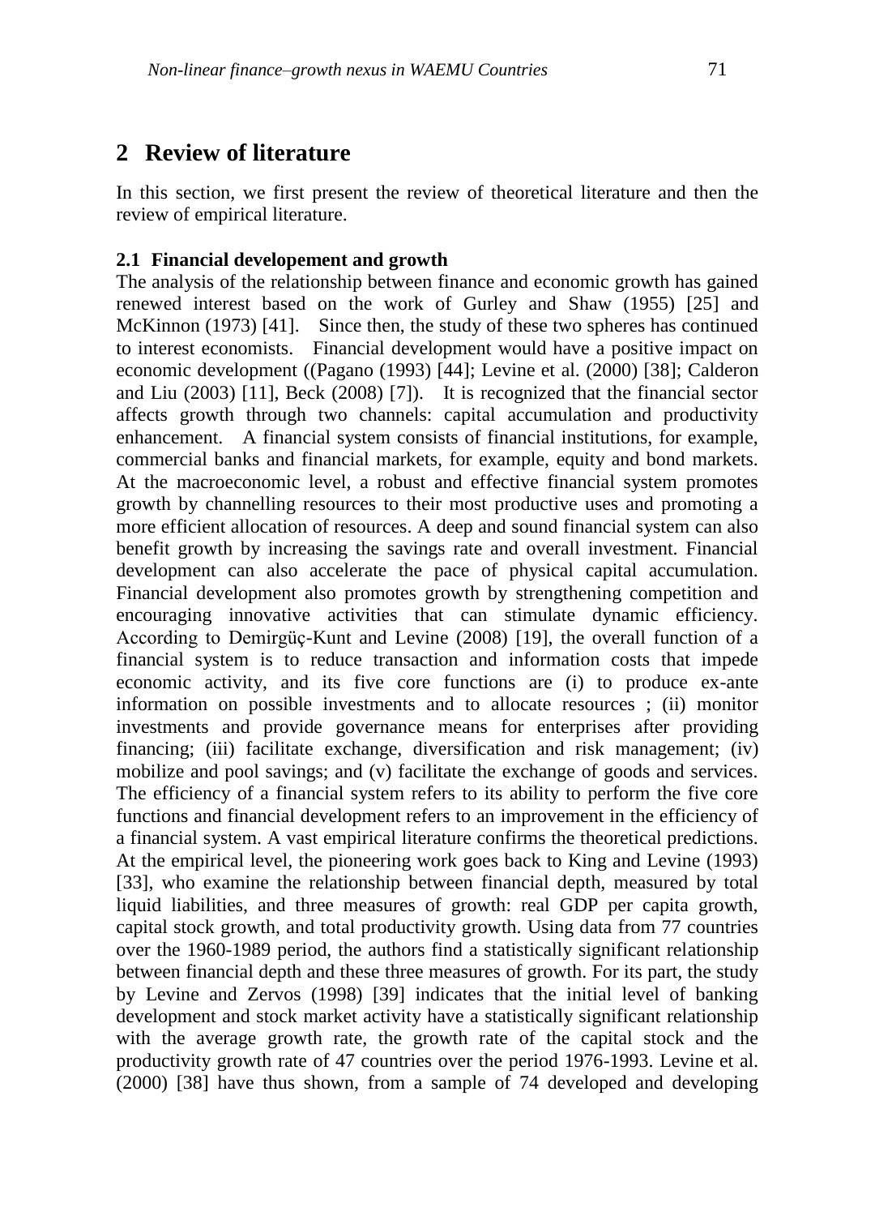## 2 Review of literature

In this section, we first present the review of theoretical literature and then the review of empirical literature.

### 2.1 Financial developement and growth

The analysis of the relationship between finance and economic growth has gained renewed interest based on the work of Gurley and Shaw (1955) [25] and McKinnon (1973) [41]. Since then, the study of these two spheres has continued to interest economists. Financial development would have a positive impact on economic development ((Pagano (1993) [44]; Levine et al. (2000) [38]; Calderon and Liu (2003) [11], Beck (2008) [7]). It is recognized that the financial sector affects growth through two channels: capital accumulation and productivity enhancement. A financial system consists of financial institutions, for example, commercial banks and financial markets, for example, equity and bond markets. At the macroeconomic level, a robust and effective financial system promotes growth by channelling resources to their most productive uses and promoting a more efficient allocation of resources. A deep and sound financial system can also benefit growth by increasing the savings rate and overall investment. Financial development can also accelerate the pace of physical capital accumulation. Financial development also promotes growth by strengthening competition and encouraging innovative activities that can stimulate dynamic efficiency. According to Demirgüç-Kunt and Levine (2008) [19], the overall function of a financial system is to reduce transaction and information costs that impede economic activity, and its five core functions are (i) to produce ex-ante information on possible investments and to allocate resources ; (ii) monitor investments and provide governance means for enterprises after providing financing; (iii) facilitate exchange, diversification and risk management; (iv) mobilize and pool savings; and (v) facilitate the exchange of goods and services. The efficiency of a financial system refers to its ability to perform the five core functions and financial development refers to an improvement in the efficiency of a financial system. A vast empirical literature confirms the theoretical predictions. At the empirical level, the pioneering work goes back to King and Levine (1993) [33], who examine the relationship between financial depth, measured by total liquid liabilities, and three measures of growth: real GDP per capita growth, capital stock growth, and total productivity growth. Using data from 77 countries over the 1960-1989 period, the authors find a statistically significant relationship between financial depth and these three measures of growth. For its part, the study by Levine and Zervos (1998) [39] indicates that the initial level of banking development and stock market activity have a statistically significant relationship with the average growth rate, the growth rate of the capital stock and the productivity growth rate of 47 countries over the period 1976-1993. Levine et al. (2000) [38] have thus shown, from a sample of 74 developed and developing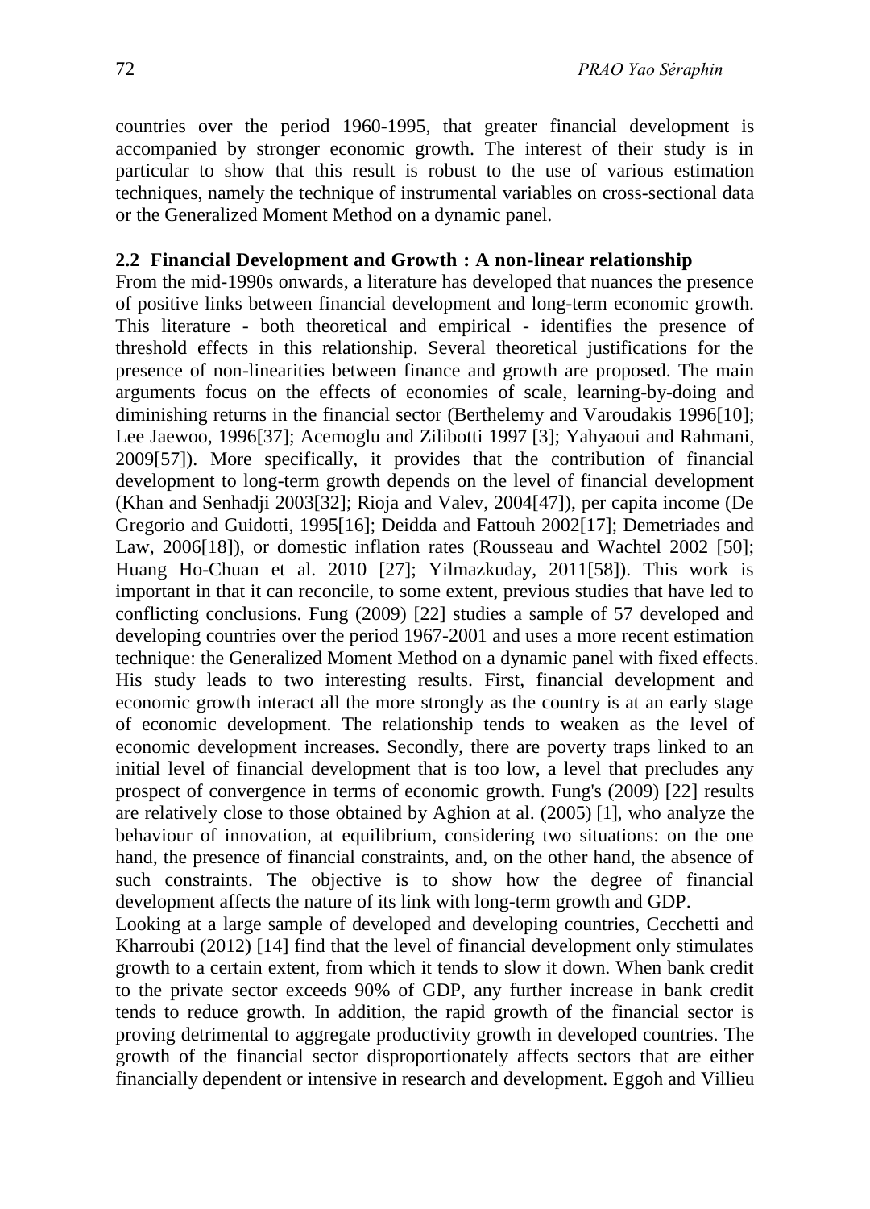countries over the period 1960-1995, that greater financial development is accompanied by stronger economic growth. The interest of their study is in particular to show that this result is robust to the use of various estimation techniques, namely the technique of instrumental variables on cross-sectional data or the Generalized Moment Method on a dynamic panel.

### 2.2 Financial Development and Growth : A non-linear relationship

From the mid-1990s onwards, a literature has developed that nuances the presence of positive links between financial development and long-term economic growth. This literature - both theoretical and empirical - identifies the presence of threshold effects in this relationship. Several theoretical justifications for the presence of non-linearities between finance and growth are proposed. The main arguments focus on the effects of economies of scale, learning-by-doing and diminishing returns in the financial sector (Berthelemy and Varoudakis 1996[10]; Lee Jaewoo, 1996[37]; Acemoglu and Zilibotti 1997 [3]; Yahyaoui and Rahmani, 2009[57]). More specifically, it provides that the contribution of financial development to long-term growth depends on the level of financial development (Khan and Senhadji 2003[32]; Rioja and Valev, 2004[47]), per capita income (De Gregorio and Guidotti, 1995[16]; Deidda and Fattouh 2002[17]; Demetriades and Law, 2006[18]), or domestic inflation rates (Rousseau and Wachtel 2002 [50]; Huang Ho-Chuan et al. 2010 [27]; Yilmazkuday, 2011[58]). This work is important in that it can reconcile, to some extent, previous studies that have led to conflicting conclusions. Fung (2009) [22] studies a sample of 57 developed and developing countries over the period 1967-2001 and uses a more recent estimation technique: the Generalized Moment Method on a dynamic panel with fixed effects. His study leads to two interesting results. First, financial development and economic growth interact all the more strongly as the country is at an early stage of economic development. The relationship tends to weaken as the level of economic development increases. Secondly, there are poverty traps linked to an initial level of financial development that is too low, a level that precludes any prospect of convergence in terms of economic growth. Fung's (2009) [22] results are relatively close to those obtained by Aghion at al. (2005) [1], who analyze the behaviour of innovation, at equilibrium, considering two situations: on the one hand, the presence of financial constraints, and, on the other hand, the absence of such constraints. The objective is to show how the degree of financial development affects the nature of its link with long-term growth and GDP.

Looking at a large sample of developed and developing countries, Cecchetti and Kharroubi (2012) [14] find that the level of financial development only stimulates growth to a certain extent, from which it tends to slow it down. When bank credit to the private sector exceeds 90% of GDP, any further increase in bank credit tends to reduce growth. In addition, the rapid growth of the financial sector is proving detrimental to aggregate productivity growth in developed countries. The growth of the financial sector disproportionately affects sectors that are either financially dependent or intensive in research and development. Eggoh and Villieu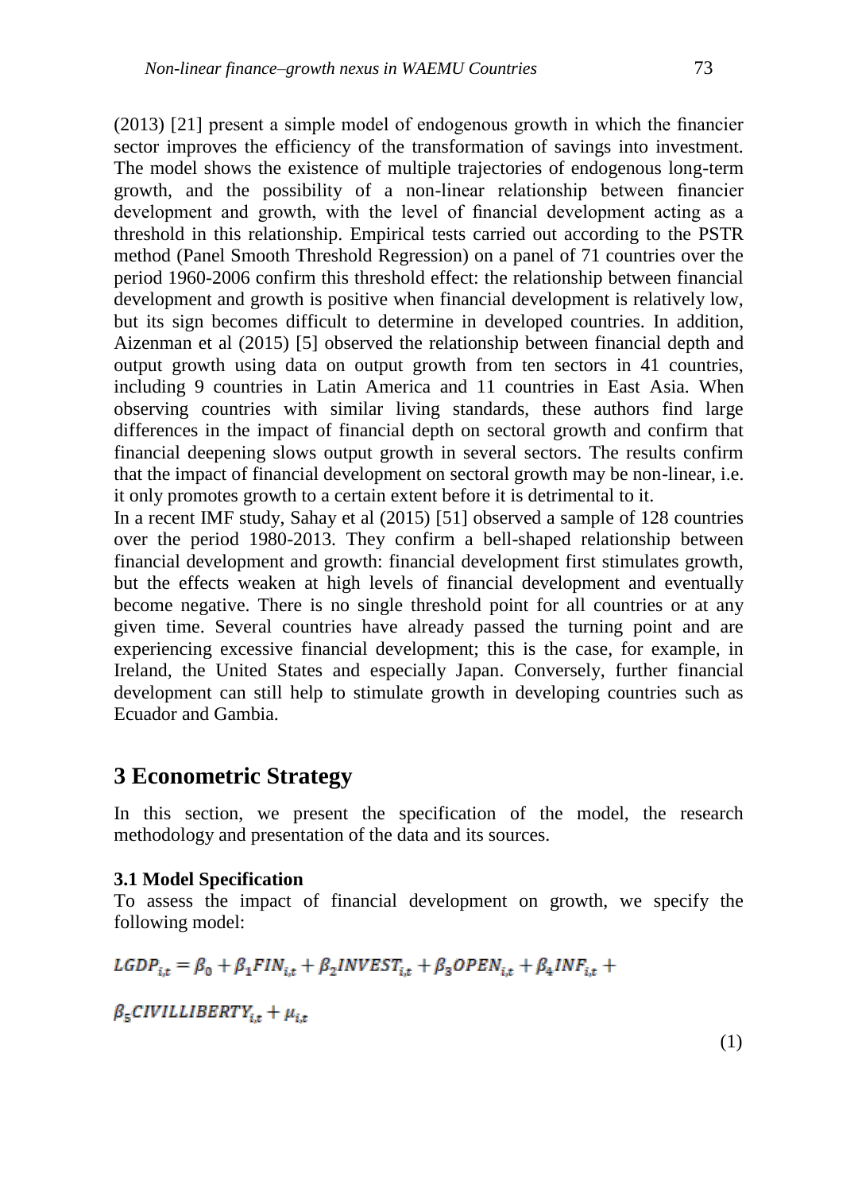(2013) [21] present a simple model of endogenous growth in which the financier sector improves the efficiency of the transformation of savings into investment. The model shows the existence of multiple trajectories of endogenous long-term growth, and the possibility of a non-linear relationship between financier development and growth, with the level of financial development acting as a threshold in this relationship. Empirical tests carried out according to the PSTR method (Panel Smooth Threshold Regression) on a panel of 71 countries over the period 1960-2006 confirm this threshold effect: the relationship between financial development and growth is positive when financial development is relatively low, but its sign becomes difficult to determine in developed countries. In addition, Aizenman et al (2015) [5] observed the relationship between financial depth and output growth using data on output growth from ten sectors in 41 countries, including 9 countries in Latin America and 11 countries in East Asia. When observing countries with similar living standards, these authors find large differences in the impact of financial depth on sectoral growth and confirm that financial deepening slows output growth in several sectors. The results confirm that the impact of financial development on sectoral growth may be non-linear, i.e. it only promotes growth to a certain extent before it is detrimental to it.

In a recent IMF study, Sahay et al (2015) [51] observed a sample of 128 countries over the period 1980-2013. They confirm a bell-shaped relationship between financial development and growth: financial development first stimulates growth, but the effects weaken at high levels of financial development and eventually become negative. There is no single threshold point for all countries or at any given time. Several countries have already passed the turning point and are experiencing excessive financial development; this is the case, for example, in Ireland, the United States and especially Japan. Conversely, further financial development can still help to stimulate growth in developing countries such as Ecuador and Gambia.

## 3 Econometric Strategy

In this section, we present the specification of the model, the research methodology and presentation of the data and its sources.

### 3.1 Model Specification

To assess the impact of financial development on growth, we specify the following model:

$$LGDP_{i,t} = \beta_0 + \beta_1 FIN_{i,t} + \beta_2 INVEST_{i,t} + \beta_3 OPEN_{i,t} + \beta_4 INF_{i,t} + \beta_5 CIVILLIBERTY_{i,t} + \mu_{i,t} \tag{1}$$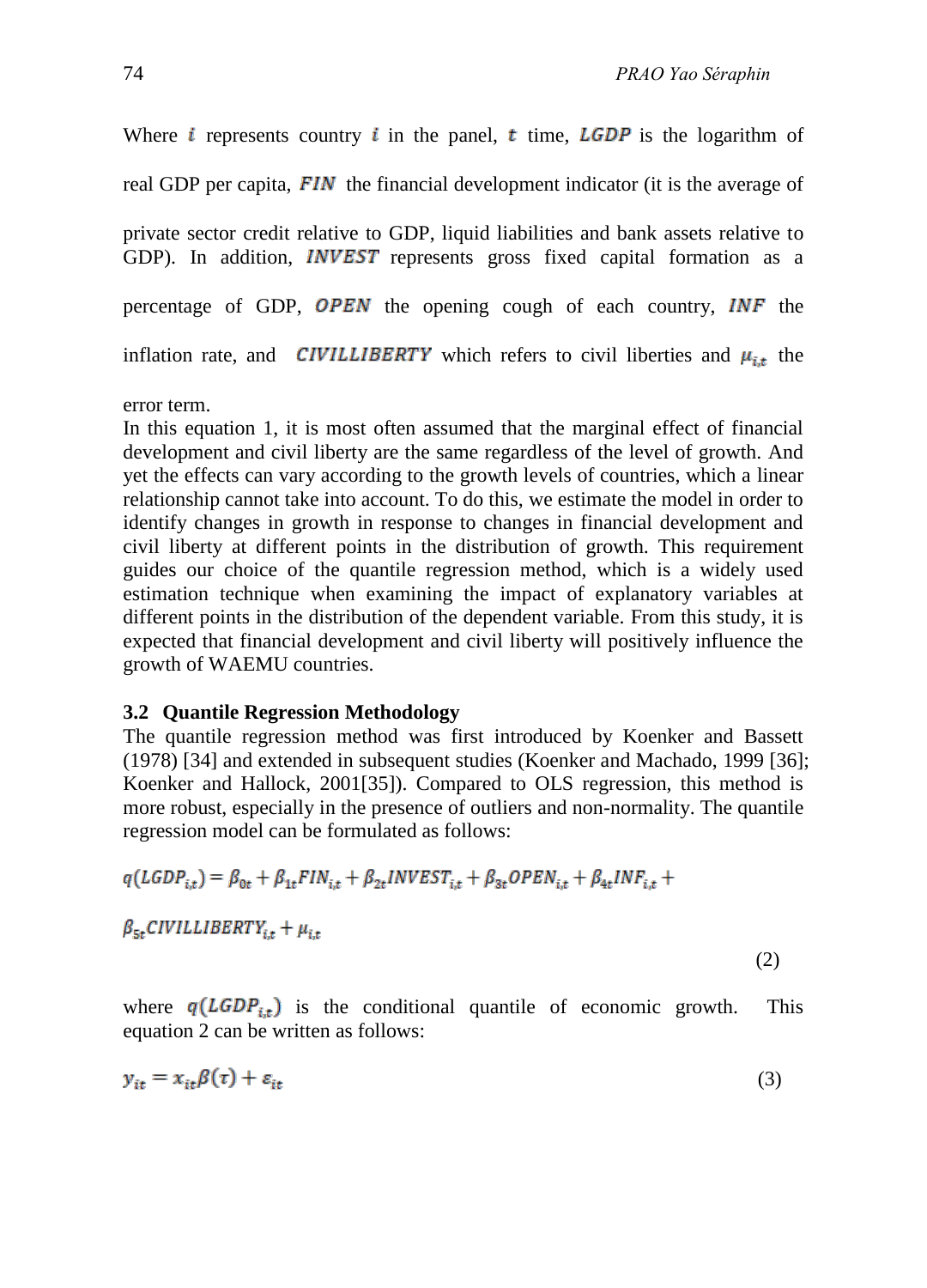Where $i$ represents country $i$ in the panel, $t$ time, $LGDP$ is the logarithm of real GDP per capita, $FIN$ the financial development indicator (it is the average of private sector credit relative to GDP, liquid liabilities and bank assets relative to GDP). In addition, $INVEST$ represents gross fixed capital formation as a percentage of GDP, $OPEN$ the opening cough of each country, $INF$ the inflation rate, and $CIVILLIBERTY$ which refers to civil liberties and $\mu_{i,t}$ the error term.

In this equation 1, it is most often assumed that the marginal effect of financial development and civil liberty are the same regardless of the level of growth. And yet the effects can vary according to the growth levels of countries, which a linear relationship cannot take into account. To do this, we estimate the model in order to identify changes in growth in response to changes in financial development and civil liberty at different points in the distribution of growth. This requirement guides our choice of the quantile regression method, which is a widely used estimation technique when examining the impact of explanatory variables at different points in the distribution of the dependent variable. From this study, it is expected that financial development and civil liberty will positively influence the growth of WAEMU countries.

### 3.2 Quantile Regression Methodology

The quantile regression method was first introduced by Koenker and Bassett (1978) [34] and extended in subsequent studies (Koenker and Machado, 1999 [36]; Koenker and Hallock, 2001[35]). Compared to OLS regression, this method is more robust, especially in the presence of outliers and non-normality. The quantile regression model can be formulated as follows:

$$q(LGDP_{i,t}) = \beta_{0t} + \beta_{1t}FIN_{i,t} + \beta_{2t}INVEST_{i,t} + \beta_{3t}OPEN_{i,t} + \beta_{4t}INF_{i,t} + \beta_{5t}CIVILLIBERTY_{i,t} + \mu_{i,t} \tag{2}$$

where $q(LGDP_{i,t})$ is the conditional quantile of economic growth. This equation 2 can be written as follows:

$$y_{it} = x_{it}\beta(\tau) + \varepsilon_{it} \tag{3}$$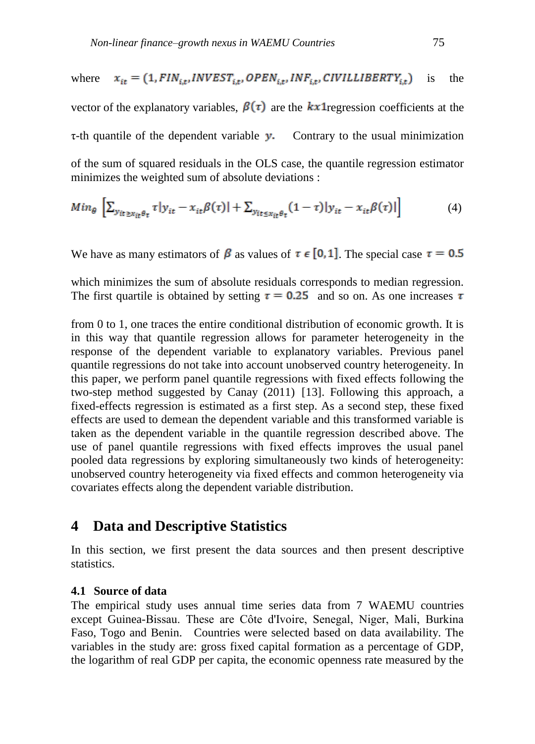where $x_{it} = (1, FIN_{i,t}, INVEST_{i,t}, OPEN_{i,t}, INF_{i,t}, CIVILLIBERTY_{i,t})$ is the vector of the explanatory variables, $\beta(\tau)$ are the $kx1$regression coefficients at the τ-th quantile of the dependent variable $y$. Contrary to the usual minimization of the sum of squared residuals in the OLS case, the quantile regression estimator minimizes the weighted sum of absolute deviations :

$$Min_{\beta}\left[\sum_{y_{it} \geq x_{it}\beta_{\tau}} \tau|y_{it} - x_{it}\beta(\tau)| + \sum_{y_{it} \leq x_{it}\beta_{\tau}} (1-\tau)|y_{it} - x_{it}\beta(\tau)|\right] \tag{4}$$

We have as many estimators of $\beta$ as values of $\tau \in [0,1]$. The special case $\tau = 0.5$ which minimizes the sum of absolute residuals corresponds to median regression. The first quartile is obtained by setting $\tau = 0.25$ and so on. As one increases $\tau$ from 0 to 1, one traces the entire conditional distribution of economic growth. It is in this way that quantile regression allows for parameter heterogeneity in the response of the dependent variable to explanatory variables. Previous panel quantile regressions do not take into account unobserved country heterogeneity. In this paper, we perform panel quantile regressions with fixed effects following the two-step method suggested by Canay (2011) [13]. Following this approach, a fixed-effects regression is estimated as a first step. As a second step, these fixed effects are used to demean the dependent variable and this transformed variable is taken as the dependent variable in the quantile regression described above. The use of panel quantile regressions with fixed effects improves the usual panel pooled data regressions by exploring simultaneously two kinds of heterogeneity: unobserved country heterogeneity via fixed effects and common heterogeneity via covariates effects along the dependent variable distribution.

## 4 Data and Descriptive Statistics

In this section, we first present the data sources and then present descriptive statistics.

### 4.1 Source of data

The empirical study uses annual time series data from 7 WAEMU countries except Guinea-Bissau. These are Côte d'Ivoire, Senegal, Niger, Mali, Burkina Faso, Togo and Benin. Countries were selected based on data availability. The variables in the study are: gross fixed capital formation as a percentage of GDP, the logarithm of real GDP per capita, the economic openness rate measured by the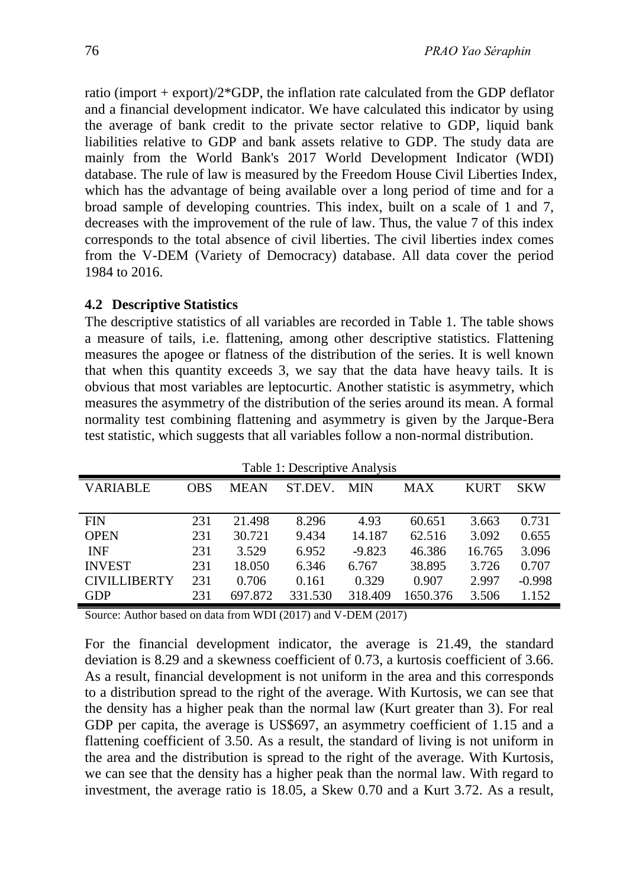ratio (import + export)/2*GDP, the inflation rate calculated from the GDP deflator and a financial development indicator. We have calculated this indicator by using the average of bank credit to the private sector relative to GDP, liquid bank liabilities relative to GDP and bank assets relative to GDP. The study data are mainly from the World Bank's 2017 World Development Indicator (WDI) database. The rule of law is measured by the Freedom House Civil Liberties Index, which has the advantage of being available over a long period of time and for a broad sample of developing countries. This index, built on a scale of 1 and 7, decreases with the improvement of the rule of law. Thus, the value 7 of this index corresponds to the total absence of civil liberties. The civil liberties index comes from the V-DEM (Variety of Democracy) database. All data cover the period 1984 to 2016.

### 4.2 Descriptive Statistics

The descriptive statistics of all variables are recorded in Table 1. The table shows a measure of tails, i.e. flattening, among other descriptive statistics. Flattening measures the apogee or flatness of the distribution of the series. It is well known that when this quantity exceeds 3, we say that the data have heavy tails. It is obvious that most variables are leptocurtic. Another statistic is asymmetry, which measures the asymmetry of the distribution of the series around its mean. A formal normality test combining flattening and asymmetry is given by the Jarque-Bera test statistic, which suggests that all variables follow a non-normal distribution.

Table 1: Descriptive Analysis

| VARIABLE | OBS | MEAN | ST.DEV. | MIN | MAX | KURT | SKW |
|---|---|---|---|---|---|---|---|
| FIN | 231 | 21.498 | 8.296 | 4.93 | 60.651 | 3.663 | 0.731 |
| OPEN | 231 | 30.721 | 9.434 | 14.187 | 62.516 | 3.092 | 0.655 |
| INF | 231 | 3.529 | 6.952 | -9.823 | 46.386 | 16.765 | 3.096 |
| INVEST | 231 | 18.050 | 6.346 | 6.767 | 38.895 | 3.726 | 0.707 |
| CIVILLIBERTY | 231 | 0.706 | 0.161 | 0.329 | 0.907 | 2.997 | -0.998 |
| GDP | 231 | 697.872 | 331.530 | 318.409 | 1650.376 | 3.506 | 1.152 |

Source: Author based on data from WDI (2017) and V-DEM (2017)

For the financial development indicator, the average is 21.49, the standard deviation is 8.29 and a skewness coefficient of 0.73, a kurtosis coefficient of 3.66. As a result, financial development is not uniform in the area and this corresponds to a distribution spread to the right of the average. With Kurtosis, we can see that the density has a higher peak than the normal law (Kurt greater than 3). For real GDP per capita, the average is US$697, an asymmetry coefficient of 1.15 and a flattening coefficient of 3.50. As a result, the standard of living is not uniform in the area and the distribution is spread to the right of the average. With Kurtosis, we can see that the density has a higher peak than the normal law. With regard to investment, the average ratio is 18.05, a Skew 0.70 and a Kurt 3.72. As a result,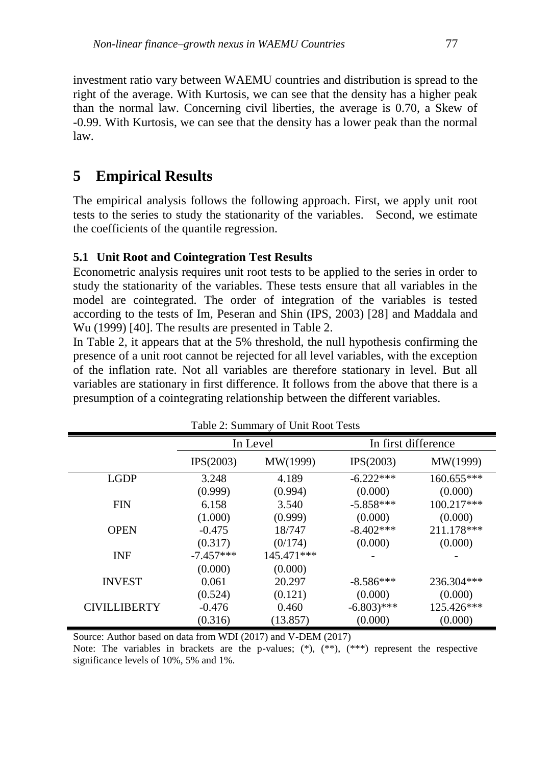investment ratio vary between WAEMU countries and distribution is spread to the right of the average. With Kurtosis, we can see that the density has a higher peak than the normal law. Concerning civil liberties, the average is 0.70, a Skew of -0.99. With Kurtosis, we can see that the density has a lower peak than the normal law.

# 5 Empirical Results

The empirical analysis follows the following approach. First, we apply unit root tests to the series to study the stationarity of the variables. Second, we estimate the coefficients of the quantile regression.

### 5.1 Unit Root and Cointegration Test Results

Econometric analysis requires unit root tests to be applied to the series in order to study the stationarity of the variables. These tests ensure that all variables in the model are cointegrated. The order of integration of the variables is tested according to the tests of Im, Peseran and Shin (IPS, 2003) [28] and Maddala and Wu (1999) [40]. The results are presented in Table 2.

In Table 2, it appears that at the 5% threshold, the null hypothesis confirming the presence of a unit root cannot be rejected for all level variables, with the exception of the inflation rate. Not all variables are therefore stationary in level. But all variables are stationary in first difference. It follows from the above that there is a presumption of a cointegrating relationship between the different variables.

Table 2: Summary of Unit Root Tests

| | In Level | | In first difference | |
|---|---|---|---|---|
| | IPS(2003) | MW(1999) | IPS(2003) | MW(1999) |
| LGDP | 3.248<br>(0.999) | 4.189<br>(0.994) | -6.222***<br>(0.000) | 160.655***<br>(0.000) |
| FIN | 6.158<br>(1.000) | 3.540<br>(0.999) | -5.858***<br>(0.000) | 100.217***<br>(0.000) |
| OPEN | -0.475<br>(0.317) | 18/747<br>(0/174) | -8.402***<br>(0.000) | 211.178***<br>(0.000) |
| INF | -7.457***<br>(0.000) | 145.471***<br>(0.000) | - | - |
| INVEST | 0.061<br>(0.524) | 20.297<br>(0.121) | -8.586***<br>(0.000) | 236.304***<br>(0.000) |
| CIVILLIBERTY | -0.476<br>(0.316) | 0.460<br>(13.857) | -6.803)***<br>(0.000) | 125.426***<br>(0.000) |

Source: Author based on data from WDI (2017) and V-DEM (2017)

Note: The variables in brackets are the p-values; (*), (**), (***) represent the respective significance levels of 10%, 5% and 1%.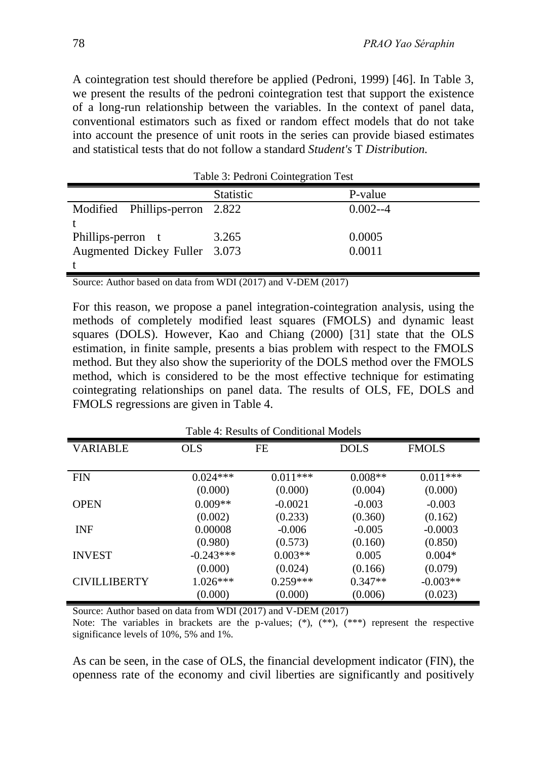A cointegration test should therefore be applied (Pedroni, 1999) [46]. In Table 3, we present the results of the pedroni cointegration test that support the existence of a long-run relationship between the variables. In the context of panel data, conventional estimators such as fixed or random effect models that do not take into account the presence of unit roots in the series can provide biased estimates and statistical tests that do not follow a standard *Student's* T *Distribution.*

Table 3: Pedroni Cointegration Test

| | Statistic | P-value |
|---|---|---|
| Modified Phillips-perron t | 2.822 | 0.002--4 |
| Phillips-perron t | 3.265 | 0.0005 |
| Augmented Dickey Fuller t | 3.073 | 0.0011 |

Source: Author based on data from WDI (2017) and V-DEM (2017)

For this reason, we propose a panel integration-cointegration analysis, using the methods of completely modified least squares (FMOLS) and dynamic least squares (DOLS). However, Kao and Chiang (2000) [31] state that the OLS estimation, in finite sample, presents a bias problem with respect to the FMOLS method. But they also show the superiority of the DOLS method over the FMOLS method, which is considered to be the most effective technique for estimating cointegrating relationships on panel data. The results of OLS, FE, DOLS and FMOLS regressions are given in Table 4.

Table 4: Results of Conditional Models

| VARIABLE | OLS | FE | DOLS | FMOLS |
|---|---|---|---|---|
| FIN | 0.024*** | 0.011*** | 0.008** | 0.011*** |
| | (0.000) | (0.000) | (0.004) | (0.000) |
| OPEN | 0.009** | -0.0021 | -0.003 | -0.003 |
| | (0.002) | (0.233) | (0.360) | (0.162) |
| INF | 0.00008 | -0.006 | -0.005 | -0.0003 |
| | (0.980) | (0.573) | (0.160) | (0.850) |
| INVEST | -0.243*** | 0.003** | 0.005 | 0.004* |
| | (0.000) | (0.024) | (0.166) | (0.079) |
| CIVILLIBERTY | 1.026*** | 0.259*** | 0.347** | -0.003** |
| | (0.000) | (0.000) | (0.006) | (0.023) |

Source: Author based on data from WDI (2017) and V-DEM (2017)

Note: The variables in brackets are the p-values; (*), (**), (***) represent the respective significance levels of 10%, 5% and 1%.

As can be seen, in the case of OLS, the financial development indicator (FIN), the openness rate of the economy and civil liberties are significantly and positively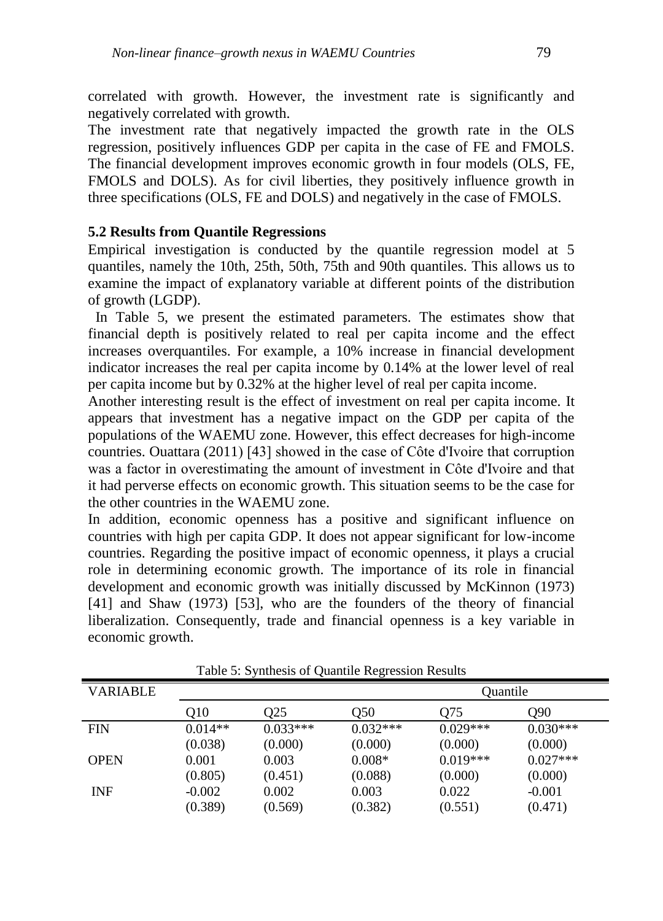correlated with growth. However, the investment rate is significantly and negatively correlated with growth.

The investment rate that negatively impacted the growth rate in the OLS regression, positively influences GDP per capita in the case of FE and FMOLS. The financial development improves economic growth in four models (OLS, FE, FMOLS and DOLS). As for civil liberties, they positively influence growth in three specifications (OLS, FE and DOLS) and negatively in the case of FMOLS.

### 5.2 Results from Quantile Regressions

Empirical investigation is conducted by the quantile regression model at 5 quantiles, namely the 10th, 25th, 50th, 75th and 90th quantiles. This allows us to examine the impact of explanatory variable at different points of the distribution of growth (LGDP).

In Table 5, we present the estimated parameters. The estimates show that financial depth is positively related to real per capita income and the effect increases overquantiles. For example, a 10% increase in financial development indicator increases the real per capita income by 0.14% at the lower level of real per capita income but by 0.32% at the higher level of real per capita income.

Another interesting result is the effect of investment on real per capita income. It appears that investment has a negative impact on the GDP per capita of the populations of the WAEMU zone. However, this effect decreases for high-income countries. Ouattara (2011) [43] showed in the case of Côte d'Ivoire that corruption was a factor in overestimating the amount of investment in Côte d'Ivoire and that it had perverse effects on economic growth. This situation seems to be the case for the other countries in the WAEMU zone.

In addition, economic openness has a positive and significant influence on countries with high per capita GDP. It does not appear significant for low-income countries. Regarding the positive impact of economic openness, it plays a crucial role in determining economic growth. The importance of its role in financial development and economic growth was initially discussed by McKinnon (1973) [41] and Shaw (1973) [53], who are the founders of the theory of financial liberalization. Consequently, trade and financial openness is a key variable in economic growth.

Table 5: Synthesis of Quantile Regression Results

| VARIABLE | Quantile | | | | |
|---|---|---|---|---|---|
| | Q10 | Q25 | Q50 | Q75 | Q90 |
| FIN | 0.014** | 0.033*** | 0.032*** | 0.029*** | 0.030*** |
| | (0.038) | (0.000) | (0.000) | (0.000) | (0.000) |
| OPEN | 0.001 | 0.003 | 0.008* | 0.019*** | 0.027*** |
| | (0.805) | (0.451) | (0.088) | (0.000) | (0.000) |
| INF | -0.002 | 0.002 | 0.003 | 0.022 | -0.001 |
| | (0.389) | (0.569) | (0.382) | (0.551) | (0.471) |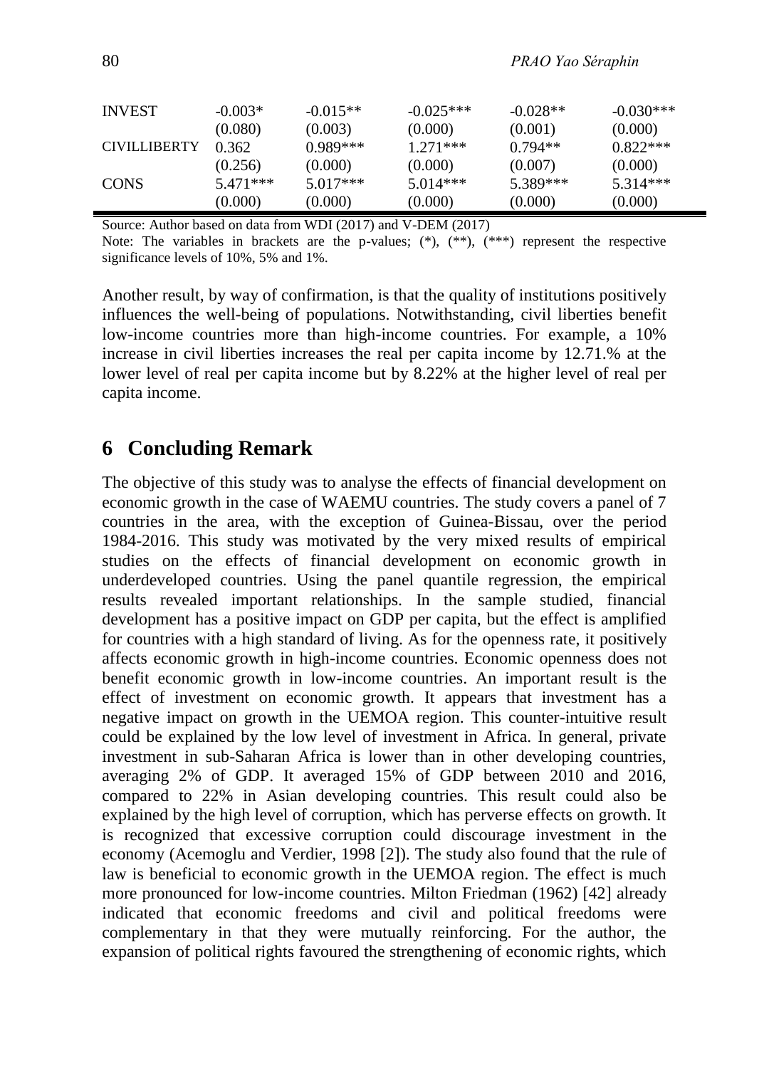| | | | | | |
|---|---|---|---|---|---|
| INVEST | -0.003* | -0.015** | -0.025*** | -0.028** | -0.030*** |
| | (0.080) | (0.003) | (0.000) | (0.001) | (0.000) |
| CIVILLIBERTY | 0.362 | 0.989*** | 1.271*** | 0.794** | 0.822*** |
| | (0.256) | (0.000) | (0.000) | (0.007) | (0.000) |
| CONS | 5.471*** | 5.017*** | 5.014*** | 5.389*** | 5.314*** |
| | (0.000) | (0.000) | (0.000) | (0.000) | (0.000) |

Source: Author based on data from WDI (2017) and V-DEM (2017)

Note: The variables in brackets are the p-values; (*), (**), (***) represent the respective significance levels of 10%, 5% and 1%.

Another result, by way of confirmation, is that the quality of institutions positively influences the well-being of populations. Notwithstanding, civil liberties benefit low-income countries more than high-income countries. For example, a 10% increase in civil liberties increases the real per capita income by 12.71.% at the lower level of real per capita income but by 8.22% at the higher level of real per capita income.

## 6 Concluding Remark

The objective of this study was to analyse the effects of financial development on economic growth in the case of WAEMU countries. The study covers a panel of 7 countries in the area, with the exception of Guinea-Bissau, over the period 1984-2016. This study was motivated by the very mixed results of empirical studies on the effects of financial development on economic growth in underdeveloped countries. Using the panel quantile regression, the empirical results revealed important relationships. In the sample studied, financial development has a positive impact on GDP per capita, but the effect is amplified for countries with a high standard of living. As for the openness rate, it positively affects economic growth in high-income countries. Economic openness does not benefit economic growth in low-income countries. An important result is the effect of investment on economic growth. It appears that investment has a negative impact on growth in the UEMOA region. This counter-intuitive result could be explained by the low level of investment in Africa. In general, private investment in sub-Saharan Africa is lower than in other developing countries, averaging 2% of GDP. It averaged 15% of GDP between 2010 and 2016, compared to 22% in Asian developing countries. This result could also be explained by the high level of corruption, which has perverse effects on growth. It is recognized that excessive corruption could discourage investment in the economy (Acemoglu and Verdier, 1998 [2]). The study also found that the rule of law is beneficial to economic growth in the UEMOA region. The effect is much more pronounced for low-income countries. Milton Friedman (1962) [42] already indicated that economic freedoms and civil and political freedoms were complementary in that they were mutually reinforcing. For the author, the expansion of political rights favoured the strengthening of economic rights, which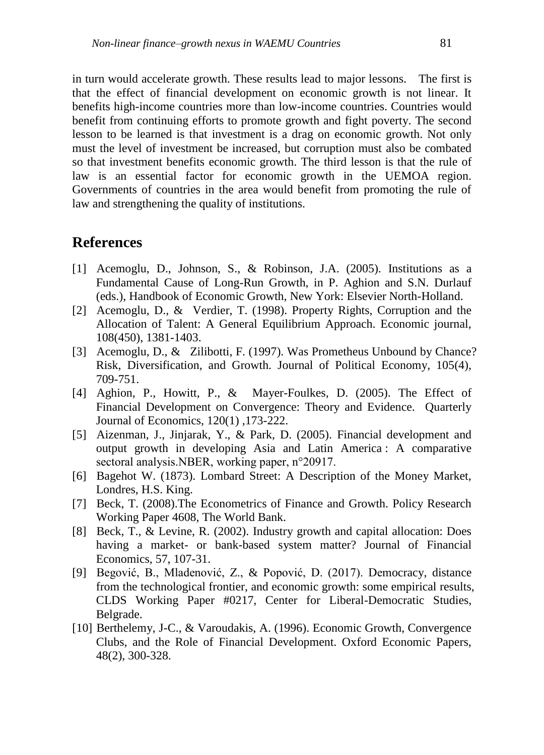in turn would accelerate growth. These results lead to major lessons. The first is that the effect of financial development on economic growth is not linear. It benefits high-income countries more than low-income countries. Countries would benefit from continuing efforts to promote growth and fight poverty. The second lesson to be learned is that investment is a drag on economic growth. Not only must the level of investment be increased, but corruption must also be combated so that investment benefits economic growth. The third lesson is that the rule of law is an essential factor for economic growth in the UEMOA region. Governments of countries in the area would benefit from promoting the rule of law and strengthening the quality of institutions.

## References

[1] Acemoglu, D., Johnson, S., & Robinson, J.A. (2005). Institutions as a Fundamental Cause of Long-Run Growth, in P. Aghion and S.N. Durlauf (eds.), Handbook of Economic Growth, New York: Elsevier North-Holland.

[2] Acemoglu, D., & Verdier, T. (1998). Property Rights, Corruption and the Allocation of Talent: A General Equilibrium Approach. Economic journal, 108(450), 1381-1403.

[3] Acemoglu, D., & Zilibotti, F. (1997). Was Prometheus Unbound by Chance? Risk, Diversification, and Growth. Journal of Political Economy, 105(4), 709-751.

[4] Aghion, P., Howitt, P., & Mayer-Foulkes, D. (2005). The Effect of Financial Development on Convergence: Theory and Evidence. Quarterly Journal of Economics, 120(1) ,173-222.

[5] Aizenman, J., Jinjarak, Y., & Park, D. (2005). Financial development and output growth in developing Asia and Latin America : A comparative sectoral analysis.NBER, working paper, n°20917.

[6] Bagehot W. (1873). Lombard Street: A Description of the Money Market, Londres, H.S. King.

[7] Beck, T. (2008).The Econometrics of Finance and Growth. Policy Research Working Paper 4608, The World Bank.

[8] Beck, T., & Levine, R. (2002). Industry growth and capital allocation: Does having a market- or bank-based system matter? Journal of Financial Economics, 57, 107-31.

[9] Begović, B., Mladenović, Z., & Popović, D. (2017). Democracy, distance from the technological frontier, and economic growth: some empirical results, CLDS Working Paper #0217, Center for Liberal-Democratic Studies, Belgrade.

[10] Berthelemy, J-C., & Varoudakis, A. (1996). Economic Growth, Convergence Clubs, and the Role of Financial Development. Oxford Economic Papers, 48(2), 300-328.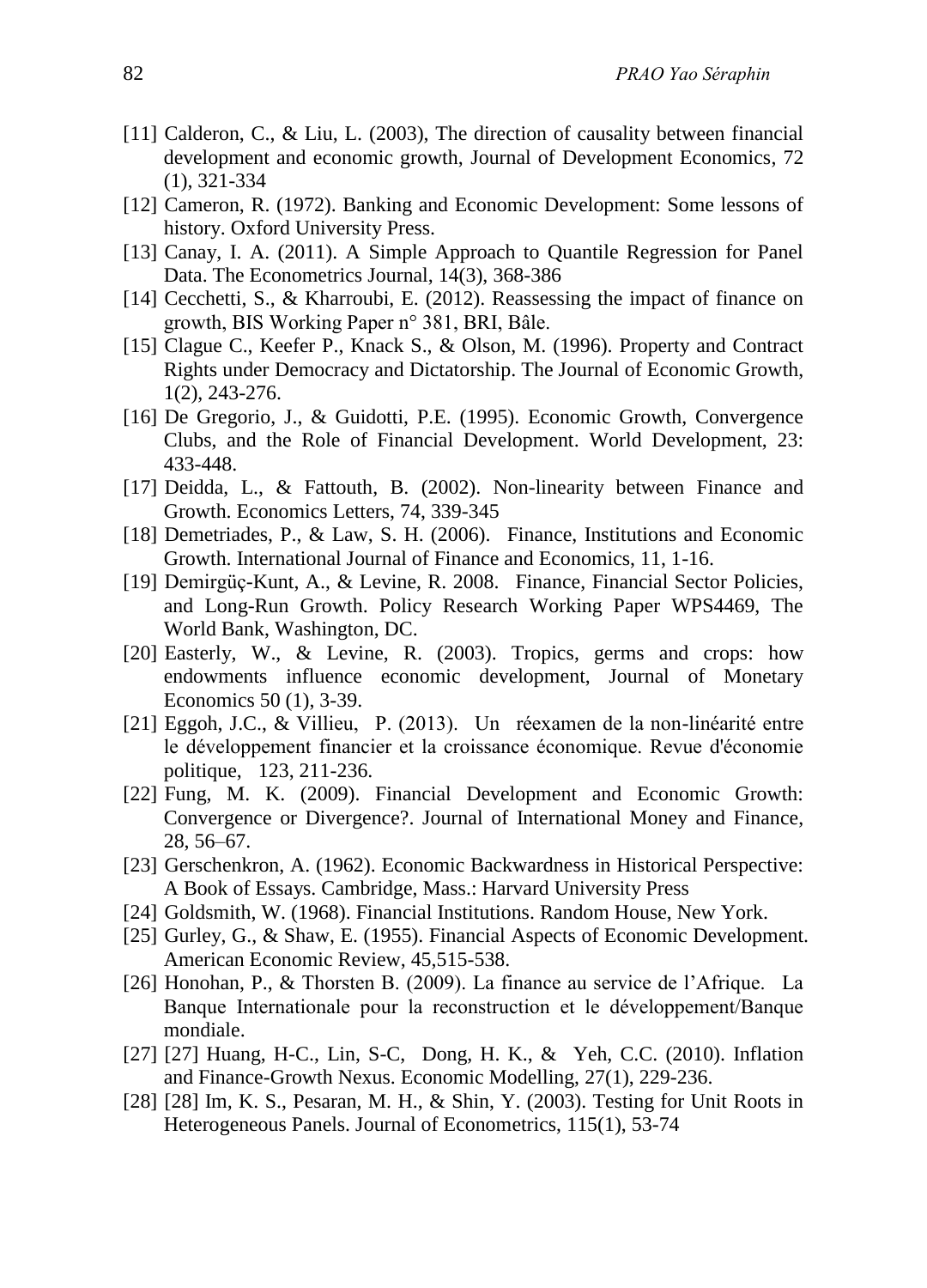[11] Calderon, C., & Liu, L. (2003), The direction of causality between financial development and economic growth, Journal of Development Economics, 72 (1), 321-334

[12] Cameron, R. (1972). Banking and Economic Development: Some lessons of history. Oxford University Press.

[13] Canay, I. A. (2011). A Simple Approach to Quantile Regression for Panel Data. The Econometrics Journal, 14(3), 368-386

[14] Cecchetti, S., & Kharroubi, E. (2012). Reassessing the impact of finance on growth, BIS Working Paper n° 381, BRI, Bâle.

[15] Clague C., Keefer P., Knack S., & Olson, M. (1996). Property and Contract Rights under Democracy and Dictatorship. The Journal of Economic Growth, 1(2), 243-276.

[16] De Gregorio, J., & Guidotti, P.E. (1995). Economic Growth, Convergence Clubs, and the Role of Financial Development. World Development, 23: 433-448.

[17] Deidda, L., & Fattouth, B. (2002). Non-linearity between Finance and Growth. Economics Letters, 74, 339-345

[18] Demetriades, P., & Law, S. H. (2006). Finance, Institutions and Economic Growth. International Journal of Finance and Economics, 11, 1-16.

[19] Demirgüç-Kunt, A., & Levine, R. 2008. Finance, Financial Sector Policies, and Long-Run Growth. Policy Research Working Paper WPS4469, The World Bank, Washington, DC.

[20] Easterly, W., & Levine, R. (2003). Tropics, germs and crops: how endowments influence economic development, Journal of Monetary Economics 50 (1), 3-39.

[21] Eggoh, J.C., & Villieu, P. (2013). Un réexamen de la non-linéarité entre le développement financier et la croissance économique. Revue d'économie politique, 123, 211-236.

[22] Fung, M. K. (2009). Financial Development and Economic Growth: Convergence or Divergence?. Journal of International Money and Finance, 28, 56–67.

[23] Gerschenkron, A. (1962). Economic Backwardness in Historical Perspective: A Book of Essays. Cambridge, Mass.: Harvard University Press

[24] Goldsmith, W. (1968). Financial Institutions. Random House, New York.

[25] Gurley, G., & Shaw, E. (1955). Financial Aspects of Economic Development. American Economic Review, 45,515-538.

[26] Honohan, P., & Thorsten B. (2009). La finance au service de l'Afrique. La Banque Internationale pour la reconstruction et le développement/Banque mondiale.

[27] [27] Huang, H-C., Lin, S-C, Dong, H. K., & Yeh, C.C. (2010). Inflation and Finance-Growth Nexus. Economic Modelling, 27(1), 229-236.

[28] [28] Im, K. S., Pesaran, M. H., & Shin, Y. (2003). Testing for Unit Roots in Heterogeneous Panels. Journal of Econometrics, 115(1), 53-74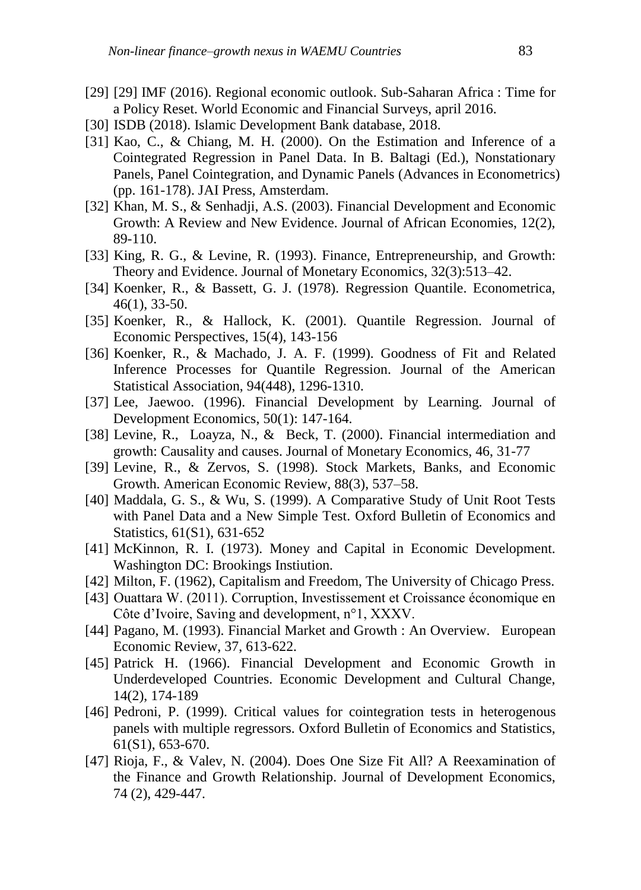[29] [29] IMF (2016). Regional economic outlook. Sub-Saharan Africa : Time for a Policy Reset. World Economic and Financial Surveys, april 2016.

[30] ISDB (2018). Islamic Development Bank database, 2018.

[31] Kao, C., & Chiang, M. H. (2000). On the Estimation and Inference of a Cointegrated Regression in Panel Data. In B. Baltagi (Ed.), Nonstationary Panels, Panel Cointegration, and Dynamic Panels (Advances in Econometrics) (pp. 161-178). JAI Press, Amsterdam.

[32] Khan, M. S., & Senhadji, A.S. (2003). Financial Development and Economic Growth: A Review and New Evidence. Journal of African Economies, 12(2), 89-110.

[33] King, R. G., & Levine, R. (1993). Finance, Entrepreneurship, and Growth: Theory and Evidence. Journal of Monetary Economics, 32(3):513–42.

[34] Koenker, R., & Bassett, G. J. (1978). Regression Quantile. Econometrica, 46(1), 33-50.

[35] Koenker, R., & Hallock, K. (2001). Quantile Regression. Journal of Economic Perspectives, 15(4), 143-156

[36] Koenker, R., & Machado, J. A. F. (1999). Goodness of Fit and Related Inference Processes for Quantile Regression. Journal of the American Statistical Association, 94(448), 1296-1310.

[37] Lee, Jaewoo. (1996). Financial Development by Learning. Journal of Development Economics, 50(1): 147-164.

[38] Levine, R., Loayza, N., & Beck, T. (2000). Financial intermediation and growth: Causality and causes. Journal of Monetary Economics, 46, 31-77

[39] Levine, R., & Zervos, S. (1998). Stock Markets, Banks, and Economic Growth. American Economic Review, 88(3), 537–58.

[40] Maddala, G. S., & Wu, S. (1999). A Comparative Study of Unit Root Tests with Panel Data and a New Simple Test. Oxford Bulletin of Economics and Statistics, 61(S1), 631-652

[41] McKinnon, R. I. (1973). Money and Capital in Economic Development. Washington DC: Brookings Instiution.

[42] Milton, F. (1962), Capitalism and Freedom, The University of Chicago Press.

[43] Ouattara W. (2011). Corruption, Investissement et Croissance économique en Côte d'Ivoire, Saving and development, n°1, XXXV.

[44] Pagano, M. (1993). Financial Market and Growth : An Overview. European Economic Review, 37, 613-622.

[45] Patrick H. (1966). Financial Development and Economic Growth in Underdeveloped Countries. Economic Development and Cultural Change, 14(2), 174-189

[46] Pedroni, P. (1999). Critical values for cointegration tests in heterogenous panels with multiple regressors. Oxford Bulletin of Economics and Statistics, 61(S1), 653-670.

[47] Rioja, F., & Valev, N. (2004). Does One Size Fit All? A Reexamination of the Finance and Growth Relationship. Journal of Development Economics, 74 (2), 429-447.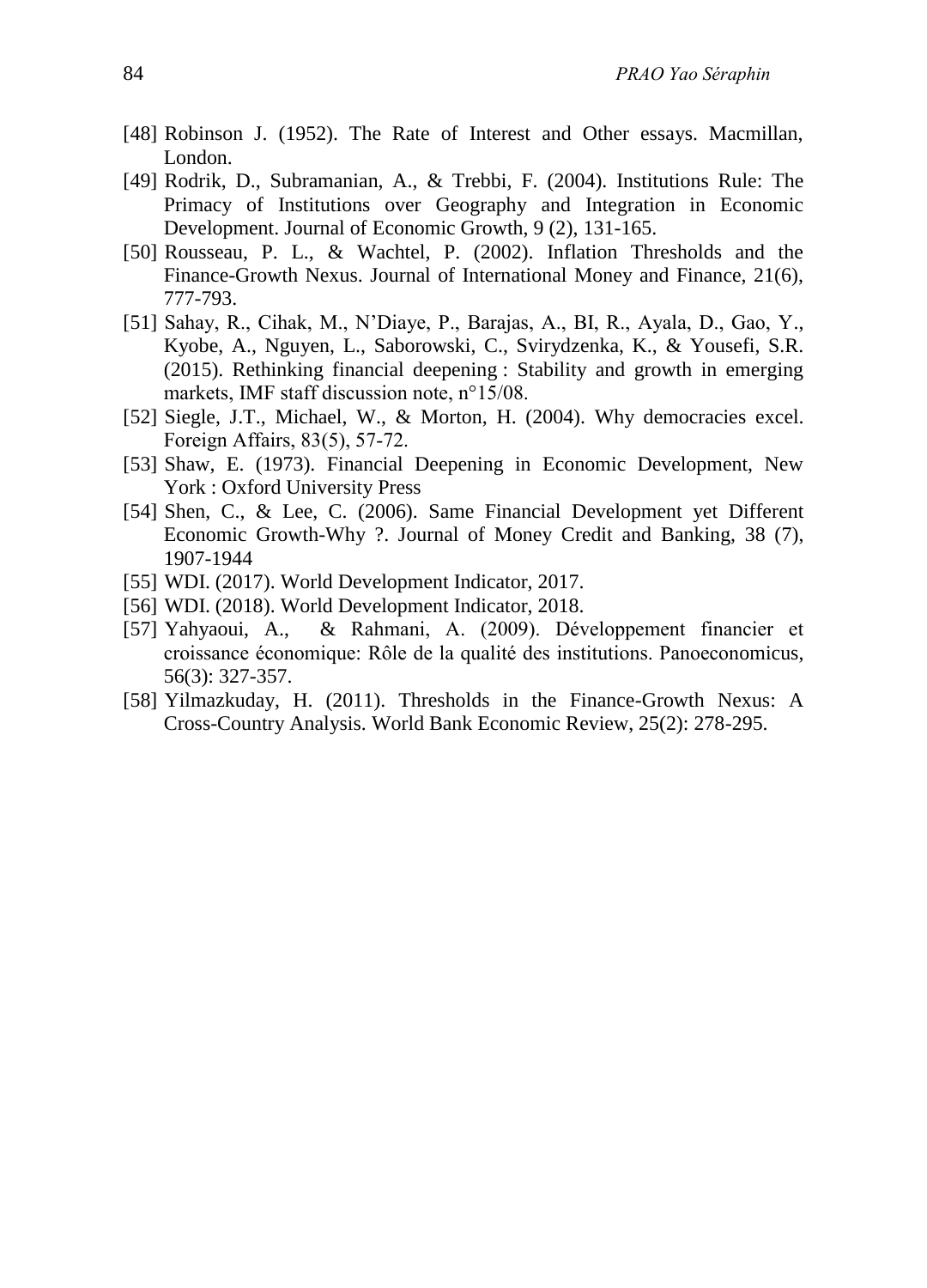[48] Robinson J. (1952). The Rate of Interest and Other essays. Macmillan, London.

[49] Rodrik, D., Subramanian, A., & Trebbi, F. (2004). Institutions Rule: The Primacy of Institutions over Geography and Integration in Economic Development. Journal of Economic Growth, 9 (2), 131-165.

[50] Rousseau, P. L., & Wachtel, P. (2002). Inflation Thresholds and the Finance-Growth Nexus. Journal of International Money and Finance, 21(6), 777-793.

[51] Sahay, R., Cihak, M., N'Diaye, P., Barajas, A., BI, R., Ayala, D., Gao, Y., Kyobe, A., Nguyen, L., Saborowski, C., Svirydzenka, K., & Yousefi, S.R. (2015). Rethinking financial deepening : Stability and growth in emerging markets, IMF staff discussion note, n°15/08.

[52] Siegle, J.T., Michael, W., & Morton, H. (2004). Why democracies excel. Foreign Affairs, 83(5), 57-72.

[53] Shaw, E. (1973). Financial Deepening in Economic Development, New York : Oxford University Press

[54] Shen, C., & Lee, C. (2006). Same Financial Development yet Different Economic Growth-Why ?. Journal of Money Credit and Banking, 38 (7), 1907-1944

[55] WDI. (2017). World Development Indicator, 2017.

[56] WDI. (2018). World Development Indicator, 2018.

[57] Yahyaoui, A., & Rahmani, A. (2009). Développement financier et croissance économique: Rôle de la qualité des institutions. Panoeconomicus, 56(3): 327-357.

[58] Yilmazkuday, H. (2011). Thresholds in the Finance-Growth Nexus: A Cross-Country Analysis. World Bank Economic Review, 25(2): 278-295.